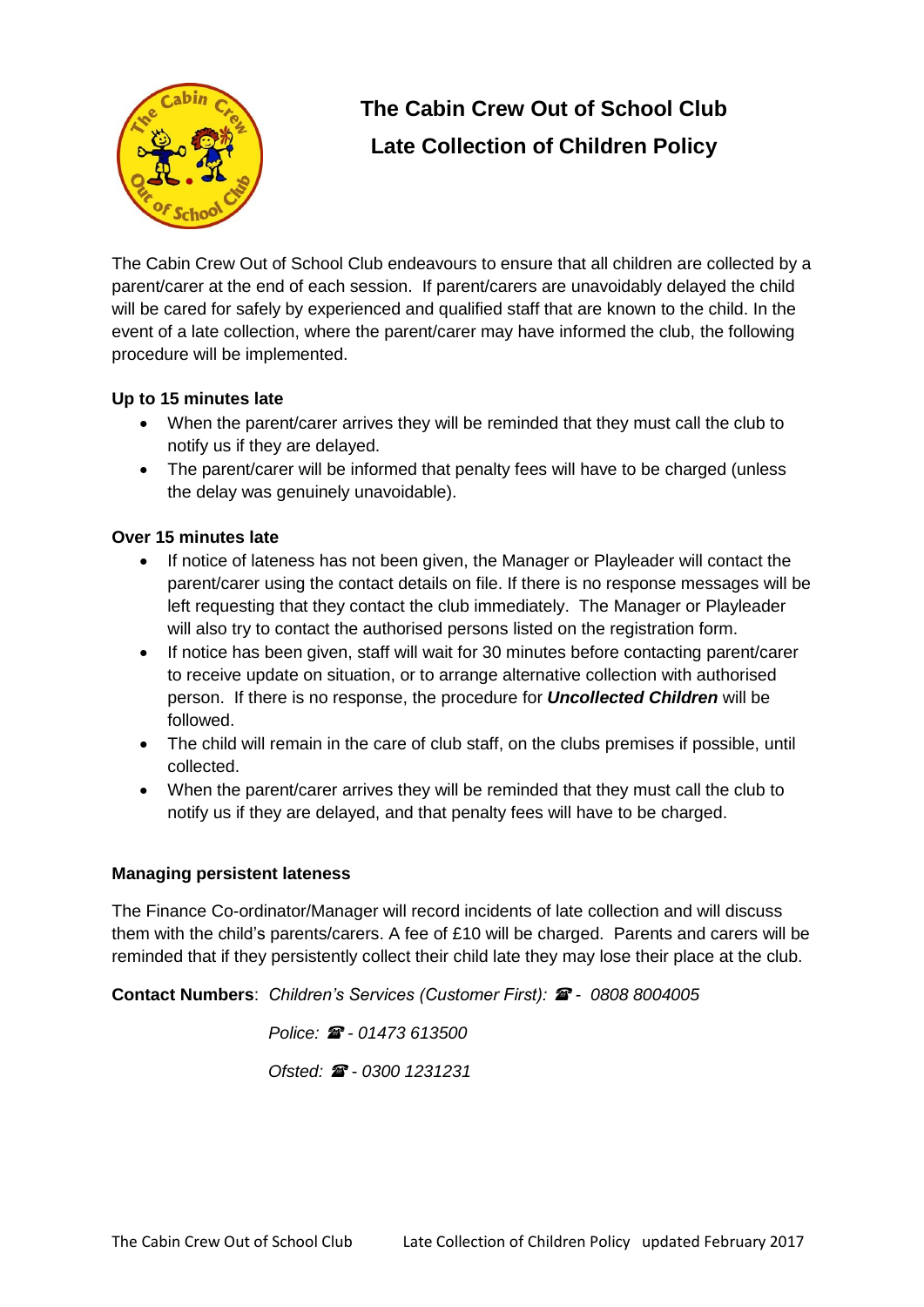# The Cabin Crew Out of School Club
# Late Collection of Children Policy

The Cabin Crew Out of School Club endeavours to ensure that all children are collected by a parent/carer at the end of each session. If parent/carers are unavoidably delayed the child will be cared for safely by experienced and qualified staff that are known to the child. In the event of a late collection, where the parent/carer may have informed the club, the following procedure will be implemented.

**Up to 15 minutes late**

- When the parent/carer arrives they will be reminded that they must call the club to notify us if they are delayed.
- The parent/carer will be informed that penalty fees will have to be charged (unless the delay was genuinely unavoidable).

**Over 15 minutes late**

- If notice of lateness has not been given, the Manager or Playleader will contact the parent/carer using the contact details on file. If there is no response messages will be left requesting that they contact the club immediately. The Manager or Playleader will also try to contact the authorised persons listed on the registration form.
- If notice has been given, staff will wait for 30 minutes before contacting parent/carer to receive update on situation, or to arrange alternative collection with authorised person. If there is no response, the procedure for ***Uncollected Children*** will be followed.
- The child will remain in the care of club staff, on the clubs premises if possible, until collected.
- When the parent/carer arrives they will be reminded that they must call the club to notify us if they are delayed, and that penalty fees will have to be charged.

**Managing persistent lateness**

The Finance Co-ordinator/Manager will record incidents of late collection and will discuss them with the child's parents/carers. A fee of £10 will be charged. Parents and carers will be reminded that if they persistently collect their child late they may lose their place at the club.

**Contact Numbers**: *Children's Services (Customer First): ☎ - 0808 8004005*

*Police: ☎ - 01473 613500*

*Ofsted: ☎ - 0300 1231231*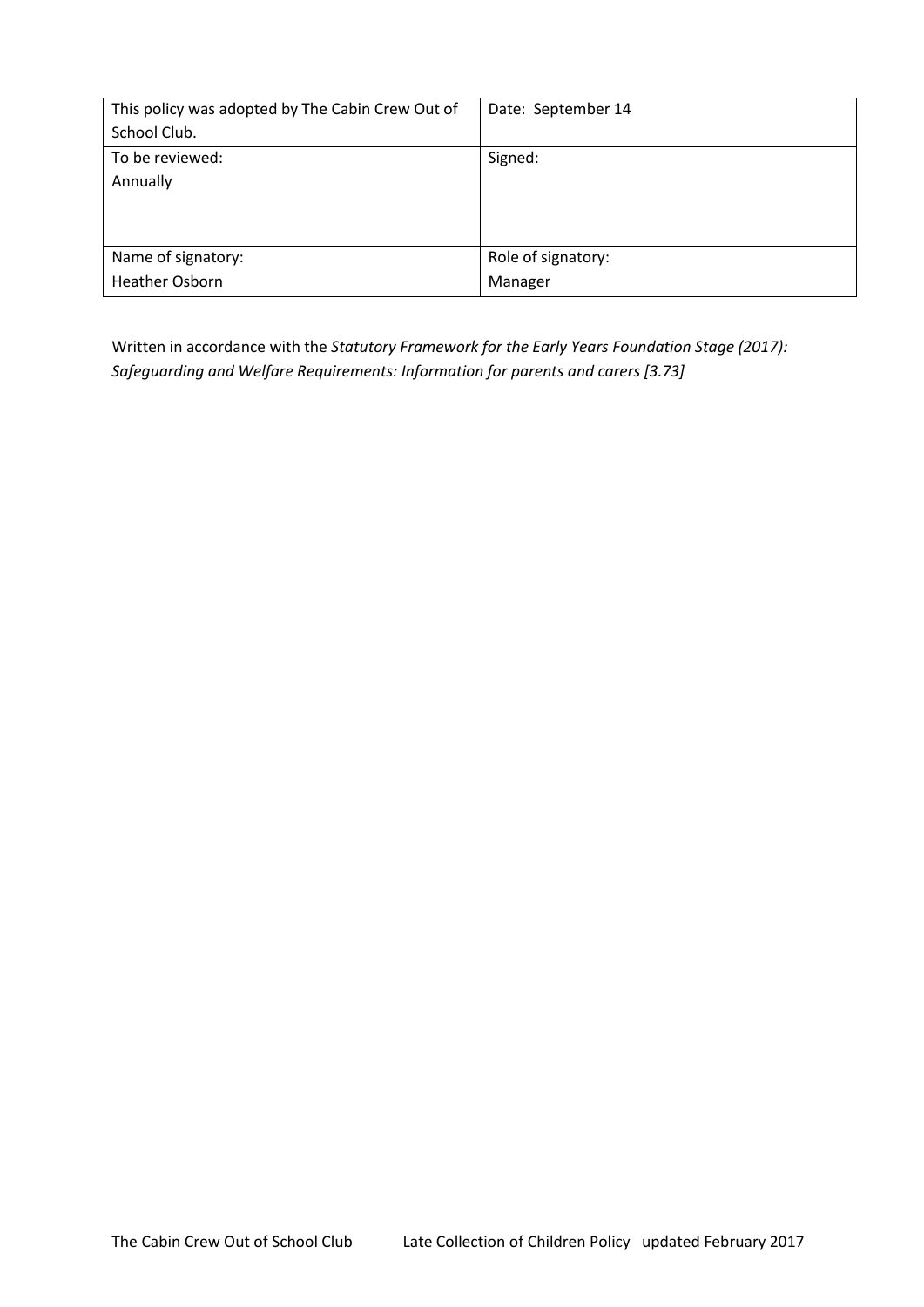| | |
|---|---|
| This policy was adopted by The Cabin Crew Out of School Club. | Date: September 14 |
| To be reviewed: Annually | Signed: |
| Name of signatory: Heather Osborn | Role of signatory: Manager |

Written in accordance with the *Statutory Framework for the Early Years Foundation Stage (2017): Safeguarding and Welfare Requirements: Information for parents and carers [3.73]*